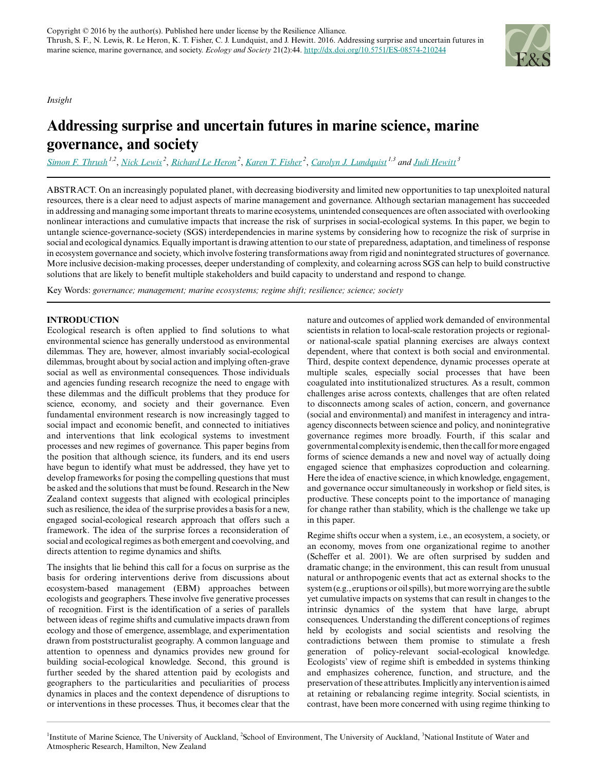Copyright © 2016 by the author(s). Published here under license by the Resilience Alliance.
Thrush, S. F., N. Lewis, R. Le Heron, K. T. Fisher, C. J. Lundquist, and J. Hewitt. 2016. Addressing surprise and uncertain futures in marine science, marine governance, and society. *Ecology and Society* 21(2):44. http://dx.doi.org/10.5751/ES-08574-210244

*Insight*

# Addressing surprise and uncertain futures in marine science, marine governance, and society

*Simon F. Thrush [1,2], Nick Lewis [2], Richard Le Heron [2], Karen T. Fisher [2], Carolyn J. Lundquist [1,3] and Judi Hewitt [3]*

ABSTRACT. On an increasingly populated planet, with decreasing biodiversity and limited new opportunities to tap unexploited natural resources, there is a clear need to adjust aspects of marine management and governance. Although sectarian management has succeeded in addressing and managing some important threats to marine ecosystems, unintended consequences are often associated with overlooking nonlinear interactions and cumulative impacts that increase the risk of surprises in social-ecological systems. In this paper, we begin to untangle science-governance-society (SGS) interdependencies in marine systems by considering how to recognize the risk of surprise in social and ecological dynamics. Equally important is drawing attention to our state of preparedness, adaptation, and timeliness of response in ecosystem governance and society, which involve fostering transformations away from rigid and nonintegrated structures of governance. More inclusive decision-making processes, deeper understanding of complexity, and colearning across SGS can help to build constructive solutions that are likely to benefit multiple stakeholders and build capacity to understand and respond to change.

Key Words: *governance; management; marine ecosystems; regime shift; resilience; science; society*

## INTRODUCTION

Ecological research is often applied to find solutions to what environmental science has generally understood as environmental dilemmas. They are, however, almost invariably social-ecological dilemmas, brought about by social action and implying often-grave social as well as environmental consequences. Those individuals and agencies funding research recognize the need to engage with these dilemmas and the difficult problems that they produce for science, economy, and society and their governance. Even fundamental environment research is now increasingly tagged to social impact and economic benefit, and connected to initiatives and interventions that link ecological systems to investment processes and new regimes of governance. This paper begins from the position that although science, its funders, and its end users have begun to identify what must be addressed, they have yet to develop frameworks for posing the compelling questions that must be asked and the solutions that must be found. Research in the New Zealand context suggests that aligned with ecological principles such as resilience, the idea of the surprise provides a basis for a new, engaged social-ecological research approach that offers such a framework. The idea of the surprise forces a reconsideration of social and ecological regimes as both emergent and coevolving, and directs attention to regime dynamics and shifts.

The insights that lie behind this call for a focus on surprise as the basis for ordering interventions derive from discussions about ecosystem-based management (EBM) approaches between ecologists and geographers. These involve five generative processes of recognition. First is the identification of a series of parallels between ideas of regime shifts and cumulative impacts drawn from ecology and those of emergence, assemblage, and experimentation drawn from poststructuralist geography. A common language and attention to openness and dynamics provides new ground for building social-ecological knowledge. Second, this ground is further seeded by the shared attention paid by ecologists and geographers to the particularities and peculiarities of process dynamics in places and the context dependence of disruptions to or interventions in these processes. Thus, it becomes clear that the nature and outcomes of applied work demanded of environmental scientists in relation to local-scale restoration projects or regional- or national-scale spatial planning exercises are always context dependent, where that context is both social and environmental. Third, despite context dependence, dynamic processes operate at multiple scales, especially social processes that have been coagulated into institutionalized structures. As a result, common challenges arise across contexts, challenges that are often related to disconnects among scales of action, concern, and governance (social and environmental) and manifest in interagency and intra-agency disconnects between science and policy, and nonintegrative governance regimes more broadly. Fourth, if this scalar and governmental complexity is endemic, then the call for more engaged forms of science demands a new and novel way of actually doing engaged science that emphasizes coproduction and colearning. Here the idea of enactive science, in which knowledge, engagement, and governance occur simultaneously in workshop or field sites, is productive. These concepts point to the importance of managing for change rather than stability, which is the challenge we take up in this paper.

Regime shifts occur when a system, i.e., an ecosystem, a society, or an economy, moves from one organizational regime to another (Scheffer et al. 2001). We are often surprised by sudden and dramatic change; in the environment, this can result from unusual natural or anthropogenic events that act as external shocks to the system (e.g., eruptions or oil spills), but more worrying are the subtle yet cumulative impacts on systems that can result in changes to the intrinsic dynamics of the system that have large, abrupt consequences. Understanding the different conceptions of regimes held by ecologists and social scientists and resolving the contradictions between them promise to stimulate a fresh generation of policy-relevant social-ecological knowledge. Ecologists' view of regime shift is embedded in systems thinking and emphasizes coherence, function, and structure, and the preservation of these attributes. Implicitly any intervention is aimed at retaining or rebalancing regime integrity. Social scientists, in contrast, have been more concerned with using regime thinking to

[1]Institute of Marine Science, The University of Auckland, [2]School of Environment, The University of Auckland, [3]National Institute of Water and Atmospheric Research, Hamilton, New Zealand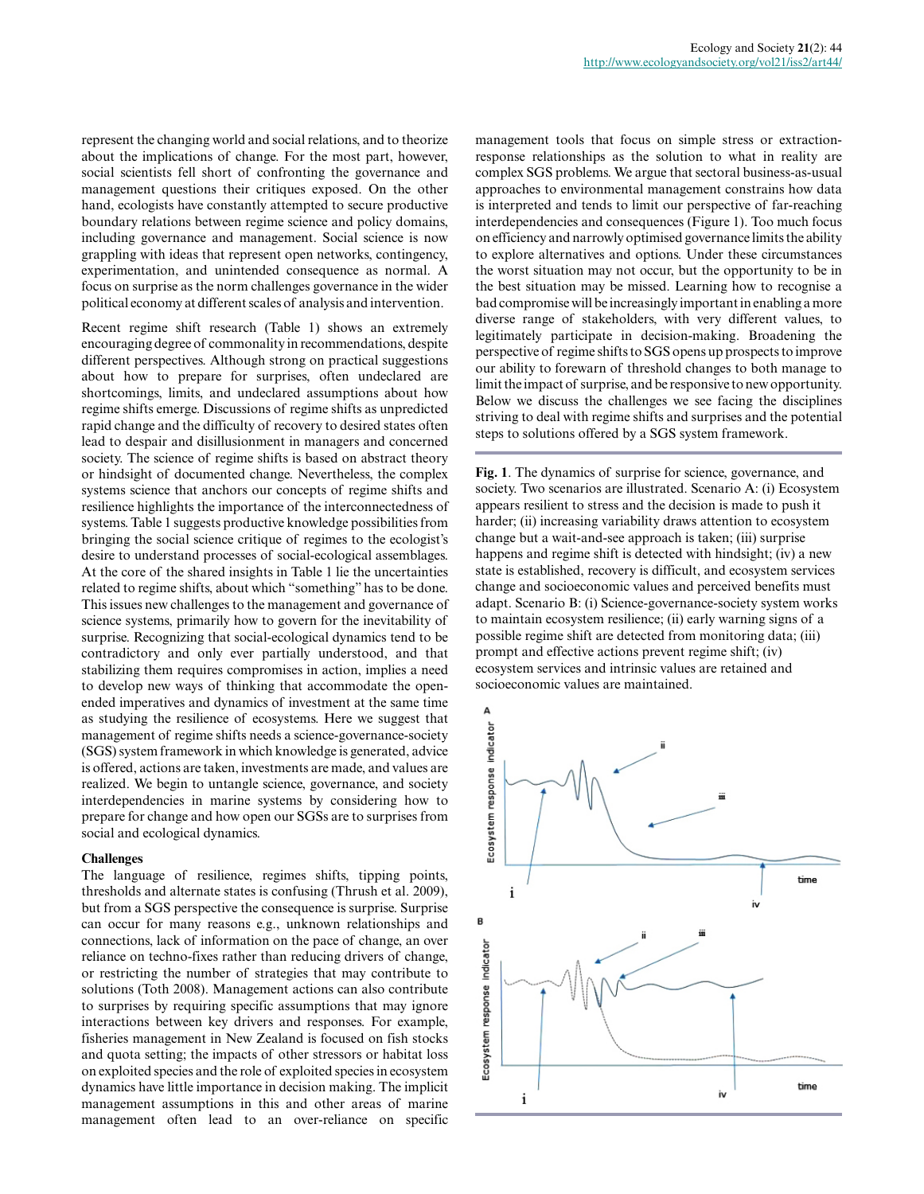represent the changing world and social relations, and to theorize about the implications of change. For the most part, however, social scientists fell short of confronting the governance and management questions their critiques exposed. On the other hand, ecologists have constantly attempted to secure productive boundary relations between regime science and policy domains, including governance and management. Social science is now grappling with ideas that represent open networks, contingency, experimentation, and unintended consequence as normal. A focus on surprise as the norm challenges governance in the wider political economy at different scales of analysis and intervention.

Recent regime shift research (Table 1) shows an extremely encouraging degree of commonality in recommendations, despite different perspectives. Although strong on practical suggestions about how to prepare for surprises, often undeclared are shortcomings, limits, and undeclared assumptions about how regime shifts emerge. Discussions of regime shifts as unpredicted rapid change and the difficulty of recovery to desired states often lead to despair and disillusionment in managers and concerned society. The science of regime shifts is based on abstract theory or hindsight of documented change. Nevertheless, the complex systems science that anchors our concepts of regime shifts and resilience highlights the importance of the interconnectedness of systems. Table 1 suggests productive knowledge possibilities from bringing the social science critique of regimes to the ecologist's desire to understand processes of social-ecological assemblages. At the core of the shared insights in Table 1 lie the uncertainties related to regime shifts, about which "something" has to be done. This issues new challenges to the management and governance of science systems, primarily how to govern for the inevitability of surprise. Recognizing that social-ecological dynamics tend to be contradictory and only ever partially understood, and that stabilizing them requires compromises in action, implies a need to develop new ways of thinking that accommodate the open-ended imperatives and dynamics of investment at the same time as studying the resilience of ecosystems. Here we suggest that management of regime shifts needs a science-governance-society (SGS) system framework in which knowledge is generated, advice is offered, actions are taken, investments are made, and values are realized. We begin to untangle science, governance, and society interdependencies in marine systems by considering how to prepare for change and how open our SGSs are to surprises from social and ecological dynamics.

### Challenges

The language of resilience, regimes shifts, tipping points, thresholds and alternate states is confusing (Thrush et al. 2009), but from a SGS perspective the consequence is surprise. Surprise can occur for many reasons e.g., unknown relationships and connections, lack of information on the pace of change, an over reliance on techno-fixes rather than reducing drivers of change, or restricting the number of strategies that may contribute to solutions (Toth 2008). Management actions can also contribute to surprises by requiring specific assumptions that may ignore interactions between key drivers and responses. For example, fisheries management in New Zealand is focused on fish stocks and quota setting; the impacts of other stressors or habitat loss on exploited species and the role of exploited species in ecosystem dynamics have little importance in decision making. The implicit management assumptions in this and other areas of marine management often lead to an over-reliance on specific management tools that focus on simple stress or extraction-response relationships as the solution to what in reality are complex SGS problems. We argue that sectoral business-as-usual approaches to environmental management constrains how data is interpreted and tends to limit our perspective of far-reaching interdependencies and consequences (Figure 1). Too much focus on efficiency and narrowly optimised governance limits the ability to explore alternatives and options. Under these circumstances the worst situation may not occur, but the opportunity to be in the best situation may be missed. Learning how to recognise a bad compromise will be increasingly important in enabling a more diverse range of stakeholders, with very different values, to legitimately participate in decision-making. Broadening the perspective of regime shifts to SGS opens up prospects to improve our ability to forewarn of threshold changes to both manage to limit the impact of surprise, and be responsive to new opportunity. Below we discuss the challenges we see facing the disciplines striving to deal with regime shifts and surprises and the potential steps to solutions offered by a SGS system framework.

**Fig. 1**. The dynamics of surprise for science, governance, and society. Two scenarios are illustrated. Scenario A: (i) Ecosystem appears resilient to stress and the decision is made to push it harder; (ii) increasing variability draws attention to ecosystem change but a wait-and-see approach is taken; (iii) surprise happens and regime shift is detected with hindsight; (iv) a new state is established, recovery is difficult, and ecosystem services change and socioeconomic values and perceived benefits must adapt. Scenario B: (i) Science-governance-society system works to maintain ecosystem resilience; (ii) early warning signs of a possible regime shift are detected from monitoring data; (iii) prompt and effective actions prevent regime shift; (iv) ecosystem services and intrinsic values are retained and socioeconomic values are maintained.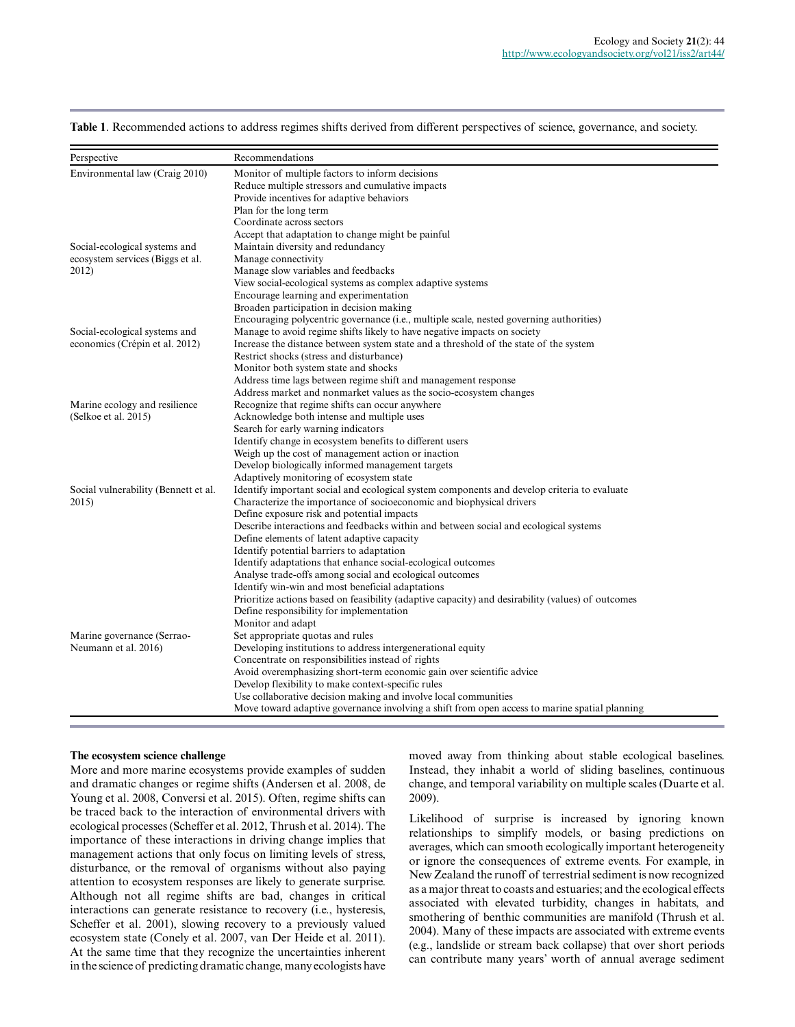**Table 1**. Recommended actions to address regimes shifts derived from different perspectives of science, governance, and society.

| Perspective | Recommendations |
|---|---|
| Environmental law (Craig 2010) | Monitor of multiple factors to inform decisions |
| | Reduce multiple stressors and cumulative impacts |
| | Provide incentives for adaptive behaviors |
| | Plan for the long term |
| | Coordinate across sectors |
| | Accept that adaptation to change might be painful |
| Social-ecological systems and ecosystem services (Biggs et al. 2012) | Maintain diversity and redundancy |
| | Manage connectivity |
| | Manage slow variables and feedbacks |
| | View social-ecological systems as complex adaptive systems |
| | Encourage learning and experimentation |
| | Broaden participation in decision making |
| | Encouraging polycentric governance (i.e., multiple scale, nested governing authorities) |
| Social-ecological systems and economics (Crépin et al. 2012) | Manage to avoid regime shifts likely to have negative impacts on society |
| | Increase the distance between system state and a threshold of the state of the system |
| | Restrict shocks (stress and disturbance) |
| | Monitor both system state and shocks |
| | Address time lags between regime shift and management response |
| | Address market and nonmarket values as the socio-ecosystem changes |
| Marine ecology and resilience (Selkoe et al. 2015) | Recognize that regime shifts can occur anywhere |
| | Acknowledge both intense and multiple uses |
| | Search for early warning indicators |
| | Identify change in ecosystem benefits to different users |
| | Weigh up the cost of management action or inaction |
| | Develop biologically informed management targets |
| | Adaptively monitoring of ecosystem state |
| Social vulnerability (Bennett et al. 2015) | Identify important social and ecological system components and develop criteria to evaluate |
| | Characterize the importance of socioeconomic and biophysical drivers |
| | Define exposure risk and potential impacts |
| | Describe interactions and feedbacks within and between social and ecological systems |
| | Define elements of latent adaptive capacity |
| | Identify potential barriers to adaptation |
| | Identify adaptations that enhance social-ecological outcomes |
| | Analyse trade-offs among social and ecological outcomes |
| | Identify win-win and most beneficial adaptations |
| | Prioritize actions based on feasibility (adaptive capacity) and desirability (values) of outcomes |
| | Define responsibility for implementation |
| | Monitor and adapt |
| Marine governance (Serrao-Neumann et al. 2016) | Set appropriate quotas and rules |
| | Developing institutions to address intergenerational equity |
| | Concentrate on responsibilities instead of rights |
| | Avoid overemphasizing short-term economic gain over scientific advice |
| | Develop flexibility to make context-specific rules |
| | Use collaborative decision making and involve local communities |
| | Move toward adaptive governance involving a shift from open access to marine spatial planning |

**The ecosystem science challenge**

More and more marine ecosystems provide examples of sudden and dramatic changes or regime shifts (Andersen et al. 2008, de Young et al. 2008, Conversi et al. 2015). Often, regime shifts can be traced back to the interaction of environmental drivers with ecological processes (Scheffer et al. 2012, Thrush et al. 2014). The importance of these interactions in driving change implies that management actions that only focus on limiting levels of stress, disturbance, or the removal of organisms without also paying attention to ecosystem responses are likely to generate surprise. Although not all regime shifts are bad, changes in critical interactions can generate resistance to recovery (i.e., hysteresis, Scheffer et al. 2001), slowing recovery to a previously valued ecosystem state (Conely et al. 2007, van Der Heide et al. 2011). At the same time that they recognize the uncertainties inherent in the science of predicting dramatic change, many ecologists have moved away from thinking about stable ecological baselines. Instead, they inhabit a world of sliding baselines, continuous change, and temporal variability on multiple scales (Duarte et al. 2009).

Likelihood of surprise is increased by ignoring known relationships to simplify models, or basing predictions on averages, which can smooth ecologically important heterogeneity or ignore the consequences of extreme events. For example, in New Zealand the runoff of terrestrial sediment is now recognized as a major threat to coasts and estuaries; and the ecological effects associated with elevated turbidity, changes in habitats, and smothering of benthic communities are manifold (Thrush et al. 2004). Many of these impacts are associated with extreme events (e.g., landslide or stream back collapse) that over short periods can contribute many years' worth of annual average sediment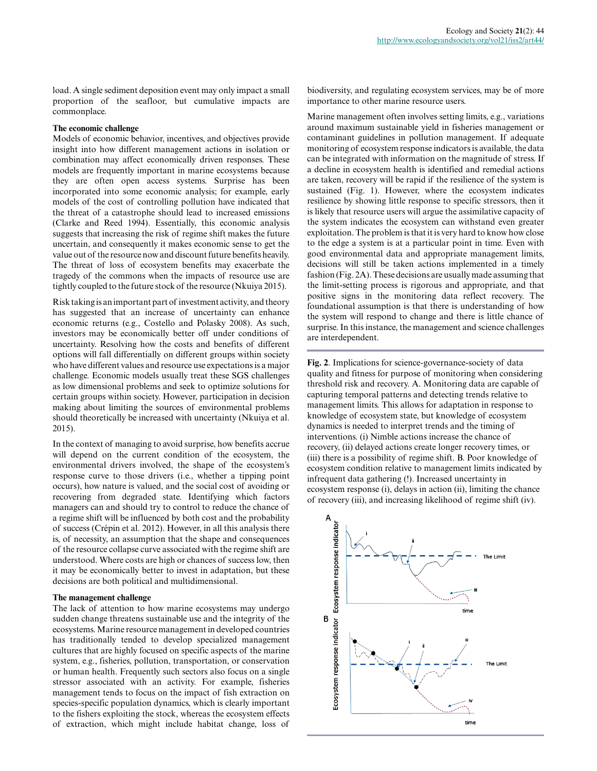load. A single sediment deposition event may only impact a small proportion of the seafloor, but cumulative impacts are commonplace.

### The economic challenge

Models of economic behavior, incentives, and objectives provide insight into how different management actions in isolation or combination may affect economically driven responses. These models are frequently important in marine ecosystems because they are often open access systems. Surprise has been incorporated into some economic analysis; for example, early models of the cost of controlling pollution have indicated that the threat of a catastrophe should lead to increased emissions (Clarke and Reed 1994). Essentially, this economic analysis suggests that increasing the risk of regime shift makes the future uncertain, and consequently it makes economic sense to get the value out of the resource now and discount future benefits heavily. The threat of loss of ecosystem benefits may exacerbate the tragedy of the commons when the impacts of resource use are tightly coupled to the future stock of the resource (Nkuiya 2015).

Risk taking is an important part of investment activity, and theory has suggested that an increase of uncertainty can enhance economic returns (e.g., Costello and Polasky 2008). As such, investors may be economically better off under conditions of uncertainty. Resolving how the costs and benefits of different options will fall differentially on different groups within society who have different values and resource use expectations is a major challenge. Economic models usually treat these SGS challenges as low dimensional problems and seek to optimize solutions for certain groups within society. However, participation in decision making about limiting the sources of environmental problems should theoretically be increased with uncertainty (Nkuiya et al. 2015).

In the context of managing to avoid surprise, how benefits accrue will depend on the current condition of the ecosystem, the environmental drivers involved, the shape of the ecosystem's response curve to those drivers (i.e., whether a tipping point occurs), how nature is valued, and the social cost of avoiding or recovering from degraded state. Identifying which factors managers can and should try to control to reduce the chance of a regime shift will be influenced by both cost and the probability of success (Crépin et al. 2012). However, in all this analysis there is, of necessity, an assumption that the shape and consequences of the resource collapse curve associated with the regime shift are understood. Where costs are high or chances of success low, then it may be economically better to invest in adaptation, but these decisions are both political and multidimensional.

### The management challenge

The lack of attention to how marine ecosystems may undergo sudden change threatens sustainable use and the integrity of the ecosystems. Marine resource management in developed countries has traditionally tended to develop specialized management cultures that are highly focused on specific aspects of the marine system, e.g., fisheries, pollution, transportation, or conservation or human health. Frequently such sectors also focus on a single stressor associated with an activity. For example, fisheries management tends to focus on the impact of fish extraction on species-specific population dynamics, which is clearly important to the fishers exploiting the stock, whereas the ecosystem effects of extraction, which might include habitat change, loss of biodiversity, and regulating ecosystem services, may be of more importance to other marine resource users.

Marine management often involves setting limits, e.g., variations around maximum sustainable yield in fisheries management or contaminant guidelines in pollution management. If adequate monitoring of ecosystem response indicators is available, the data can be integrated with information on the magnitude of stress. If a decline in ecosystem health is identified and remedial actions are taken, recovery will be rapid if the resilience of the system is sustained (Fig. 1). However, where the ecosystem indicates resilience by showing little response to specific stressors, then it is likely that resource users will argue the assimilative capacity of the system indicates the ecosystem can withstand even greater exploitation. The problem is that it is very hard to know how close to the edge a system is at a particular point in time. Even with good environmental data and appropriate management limits, decisions will still be taken actions implemented in a timely fashion (Fig. 2A). These decisions are usually made assuming that the limit-setting process is rigorous and appropriate, and that positive signs in the monitoring data reflect recovery. The foundational assumption is that there is understanding of how the system will respond to change and there is little chance of surprise. In this instance, the management and science challenges are interdependent.

**Fig. 2**. Implications for science-governance-society of data quality and fitness for purpose of monitoring when considering threshold risk and recovery. A. Monitoring data are capable of capturing temporal patterns and detecting trends relative to management limits. This allows for adaptation in response to knowledge of ecosystem state, but knowledge of ecosystem dynamics is needed to interpret trends and the timing of interventions. (i) Nimble actions increase the chance of recovery, (ii) delayed actions create longer recovery times, or (iii) there is a possibility of regime shift. B. Poor knowledge of ecosystem condition relative to management limits indicated by infrequent data gathering (!). Increased uncertainty in ecosystem response (i), delays in action (ii), limiting the chance of recovery (iii), and increasing likelihood of regime shift (iv).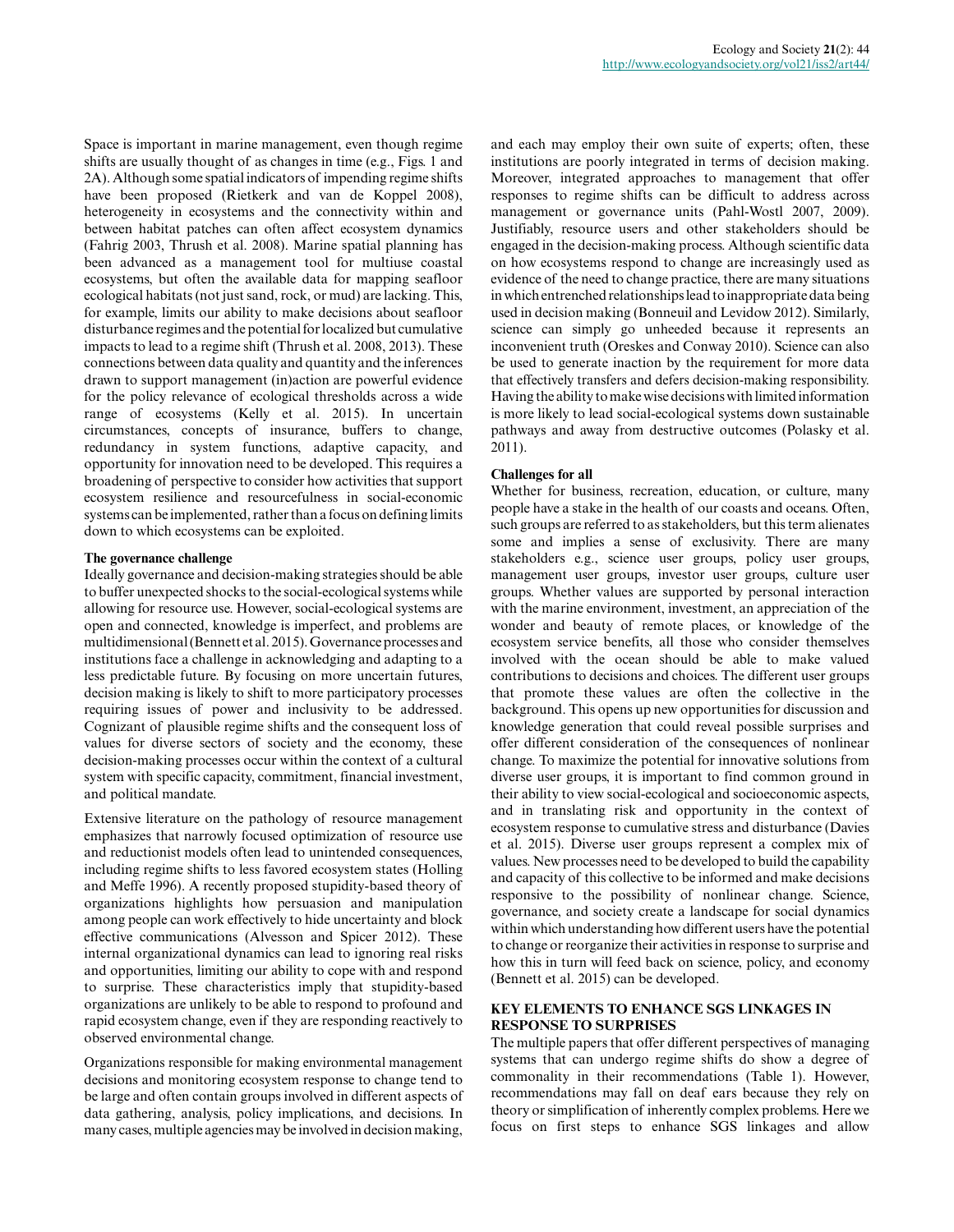Space is important in marine management, even though regime shifts are usually thought of as changes in time (e.g., Figs. 1 and 2A). Although some spatial indicators of impending regime shifts have been proposed (Rietkerk and van de Koppel 2008), heterogeneity in ecosystems and the connectivity within and between habitat patches can often affect ecosystem dynamics (Fahrig 2003, Thrush et al. 2008). Marine spatial planning has been advanced as a management tool for multiuse coastal ecosystems, but often the available data for mapping seafloor ecological habitats (not just sand, rock, or mud) are lacking. This, for example, limits our ability to make decisions about seafloor disturbance regimes and the potential for localized but cumulative impacts to lead to a regime shift (Thrush et al. 2008, 2013). These connections between data quality and quantity and the inferences drawn to support management (in)action are powerful evidence for the policy relevance of ecological thresholds across a wide range of ecosystems (Kelly et al. 2015). In uncertain circumstances, concepts of insurance, buffers to change, redundancy in system functions, adaptive capacity, and opportunity for innovation need to be developed. This requires a broadening of perspective to consider how activities that support ecosystem resilience and resourcefulness in social-economic systems can be implemented, rather than a focus on defining limits down to which ecosystems can be exploited.

### The governance challenge

Ideally governance and decision-making strategies should be able to buffer unexpected shocks to the social-ecological systems while allowing for resource use. However, social-ecological systems are open and connected, knowledge is imperfect, and problems are multidimensional (Bennett et al. 2015). Governance processes and institutions face a challenge in acknowledging and adapting to a less predictable future. By focusing on more uncertain futures, decision making is likely to shift to more participatory processes requiring issues of power and inclusivity to be addressed. Cognizant of plausible regime shifts and the consequent loss of values for diverse sectors of society and the economy, these decision-making processes occur within the context of a cultural system with specific capacity, commitment, financial investment, and political mandate.

Extensive literature on the pathology of resource management emphasizes that narrowly focused optimization of resource use and reductionist models often lead to unintended consequences, including regime shifts to less favored ecosystem states (Holling and Meffe 1996). A recently proposed stupidity-based theory of organizations highlights how persuasion and manipulation among people can work effectively to hide uncertainty and block effective communications (Alvesson and Spicer 2012). These internal organizational dynamics can lead to ignoring real risks and opportunities, limiting our ability to cope with and respond to surprise. These characteristics imply that stupidity-based organizations are unlikely to be able to respond to profound and rapid ecosystem change, even if they are responding reactively to observed environmental change.

Organizations responsible for making environmental management decisions and monitoring ecosystem response to change tend to be large and often contain groups involved in different aspects of data gathering, analysis, policy implications, and decisions. In many cases, multiple agencies may be involved in decision making, and each may employ their own suite of experts; often, these institutions are poorly integrated in terms of decision making. Moreover, integrated approaches to management that offer responses to regime shifts can be difficult to address across management or governance units (Pahl-Wostl 2007, 2009). Justifiably, resource users and other stakeholders should be engaged in the decision-making process. Although scientific data on how ecosystems respond to change are increasingly used as evidence of the need to change practice, there are many situations in which entrenched relationships lead to inappropriate data being used in decision making (Bonneuil and Levidow 2012). Similarly, science can simply go unheeded because it represents an inconvenient truth (Oreskes and Conway 2010). Science can also be used to generate inaction by the requirement for more data that effectively transfers and defers decision-making responsibility. Having the ability to make wise decisions with limited information is more likely to lead social-ecological systems down sustainable pathways and away from destructive outcomes (Polasky et al. 2011).

### Challenges for all

Whether for business, recreation, education, or culture, many people have a stake in the health of our coasts and oceans. Often, such groups are referred to as stakeholders, but this term alienates some and implies a sense of exclusivity. There are many stakeholders e.g., science user groups, policy user groups, management user groups, investor user groups, culture user groups. Whether values are supported by personal interaction with the marine environment, investment, an appreciation of the wonder and beauty of remote places, or knowledge of the ecosystem service benefits, all those who consider themselves involved with the ocean should be able to make valued contributions to decisions and choices. The different user groups that promote these values are often the collective in the background. This opens up new opportunities for discussion and knowledge generation that could reveal possible surprises and offer different consideration of the consequences of nonlinear change. To maximize the potential for innovative solutions from diverse user groups, it is important to find common ground in their ability to view social-ecological and socioeconomic aspects, and in translating risk and opportunity in the context of ecosystem response to cumulative stress and disturbance (Davies et al. 2015). Diverse user groups represent a complex mix of values. New processes need to be developed to build the capability and capacity of this collective to be informed and make decisions responsive to the possibility of nonlinear change. Science, governance, and society create a landscape for social dynamics within which understanding how different users have the potential to change or reorganize their activities in response to surprise and how this in turn will feed back on science, policy, and economy (Bennett et al. 2015) can be developed.

## KEY ELEMENTS TO ENHANCE SGS LINKAGES IN RESPONSE TO SURPRISES

The multiple papers that offer different perspectives of managing systems that can undergo regime shifts do show a degree of commonality in their recommendations (Table 1). However, recommendations may fall on deaf ears because they rely on theory or simplification of inherently complex problems. Here we focus on first steps to enhance SGS linkages and allow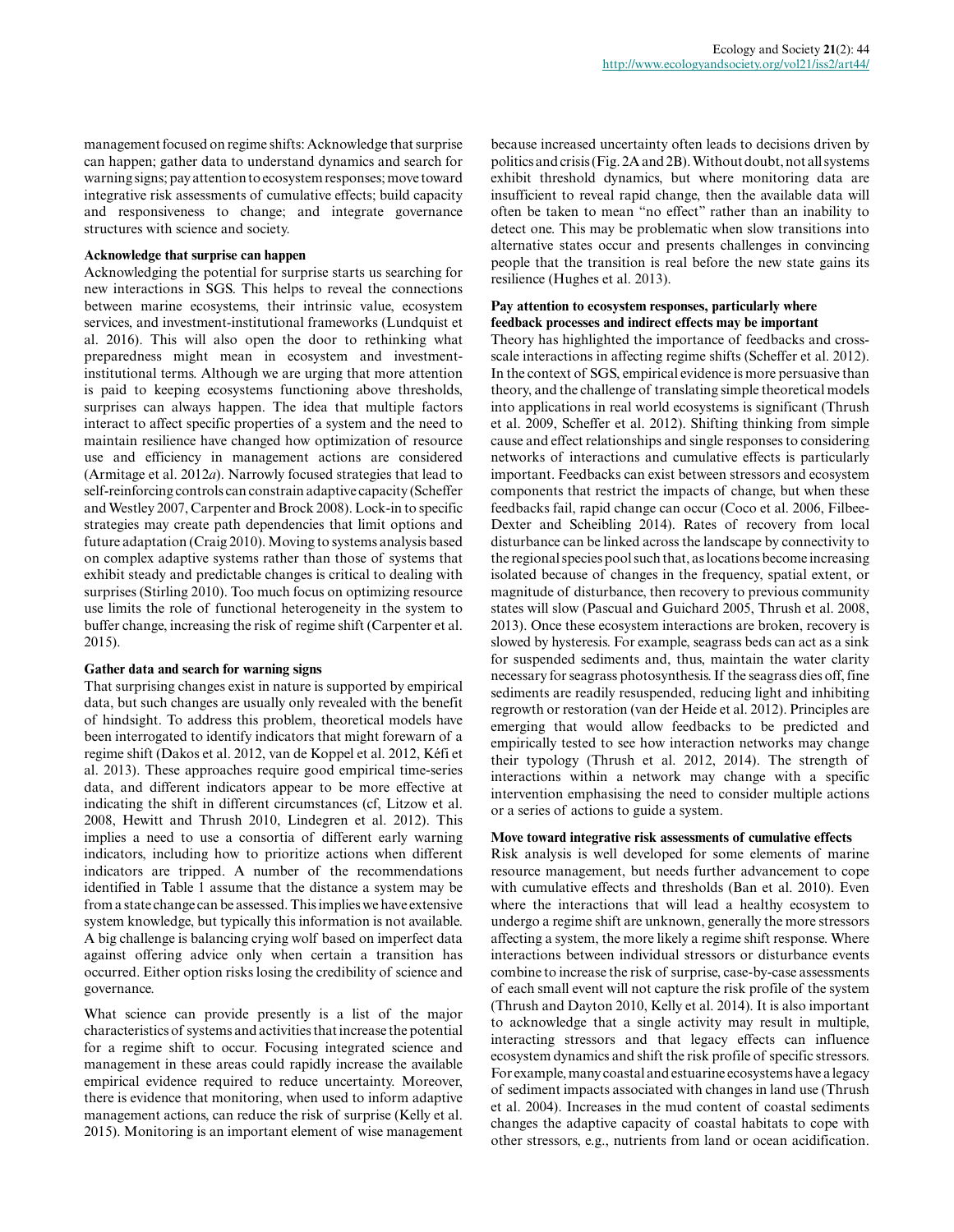management focused on regime shifts: Acknowledge that surprise can happen; gather data to understand dynamics and search for warning signs; pay attention to ecosystem responses; move toward integrative risk assessments of cumulative effects; build capacity and responsiveness to change; and integrate governance structures with science and society.

### Acknowledge that surprise can happen

Acknowledging the potential for surprise starts us searching for new interactions in SGS. This helps to reveal the connections between marine ecosystems, their intrinsic value, ecosystem services, and investment-institutional frameworks (Lundquist et al. 2016). This will also open the door to rethinking what preparedness might mean in ecosystem and investment-institutional terms. Although we are urging that more attention is paid to keeping ecosystems functioning above thresholds, surprises can always happen. The idea that multiple factors interact to affect specific properties of a system and the need to maintain resilience have changed how optimization of resource use and efficiency in management actions are considered (Armitage et al. 2012*a*). Narrowly focused strategies that lead to self-reinforcing controls can constrain adaptive capacity (Scheffer and Westley 2007, Carpenter and Brock 2008). Lock-in to specific strategies may create path dependencies that limit options and future adaptation (Craig 2010). Moving to systems analysis based on complex adaptive systems rather than those of systems that exhibit steady and predictable changes is critical to dealing with surprises (Stirling 2010). Too much focus on optimizing resource use limits the role of functional heterogeneity in the system to buffer change, increasing the risk of regime shift (Carpenter et al. 2015).

### Gather data and search for warning signs

That surprising changes exist in nature is supported by empirical data, but such changes are usually only revealed with the benefit of hindsight. To address this problem, theoretical models have been interrogated to identify indicators that might forewarn of a regime shift (Dakos et al. 2012, van de Koppel et al. 2012, Kéfi et al. 2013). These approaches require good empirical time-series data, and different indicators appear to be more effective at indicating the shift in different circumstances (cf, Litzow et al. 2008, Hewitt and Thrush 2010, Lindegren et al. 2012). This implies a need to use a consortia of different early warning indicators, including how to prioritize actions when different indicators are tripped. A number of the recommendations identified in Table 1 assume that the distance a system may be from a state change can be assessed. This implies we have extensive system knowledge, but typically this information is not available. A big challenge is balancing crying wolf based on imperfect data against offering advice only when certain a transition has occurred. Either option risks losing the credibility of science and governance.

What science can provide presently is a list of the major characteristics of systems and activities that increase the potential for a regime shift to occur. Focusing integrated science and management in these areas could rapidly increase the available empirical evidence required to reduce uncertainty. Moreover, there is evidence that monitoring, when used to inform adaptive management actions, can reduce the risk of surprise (Kelly et al. 2015). Monitoring is an important element of wise management because increased uncertainty often leads to decisions driven by politics and crisis (Fig. 2A and 2B). Without doubt, not all systems exhibit threshold dynamics, but where monitoring data are insufficient to reveal rapid change, then the available data will often be taken to mean "no effect" rather than an inability to detect one. This may be problematic when slow transitions into alternative states occur and presents challenges in convincing people that the transition is real before the new state gains its resilience (Hughes et al. 2013).

### Pay attention to ecosystem responses, particularly where feedback processes and indirect effects may be important

Theory has highlighted the importance of feedbacks and cross-scale interactions in affecting regime shifts (Scheffer et al. 2012). In the context of SGS, empirical evidence is more persuasive than theory, and the challenge of translating simple theoretical models into applications in real world ecosystems is significant (Thrush et al. 2009, Scheffer et al. 2012). Shifting thinking from simple cause and effect relationships and single responses to considering networks of interactions and cumulative effects is particularly important. Feedbacks can exist between stressors and ecosystem components that restrict the impacts of change, but when these feedbacks fail, rapid change can occur (Coco et al. 2006, Filbee-Dexter and Scheibling 2014). Rates of recovery from local disturbance can be linked across the landscape by connectivity to the regional species pool such that, as locations become increasing isolated because of changes in the frequency, spatial extent, or magnitude of disturbance, then recovery to previous community states will slow (Pascual and Guichard 2005, Thrush et al. 2008, 2013). Once these ecosystem interactions are broken, recovery is slowed by hysteresis. For example, seagrass beds can act as a sink for suspended sediments and, thus, maintain the water clarity necessary for seagrass photosynthesis. If the seagrass dies off, fine sediments are readily resuspended, reducing light and inhibiting regrowth or restoration (van der Heide et al. 2012). Principles are emerging that would allow feedbacks to be predicted and empirically tested to see how interaction networks may change their typology (Thrush et al. 2012, 2014). The strength of interactions within a network may change with a specific intervention emphasising the need to consider multiple actions or a series of actions to guide a system.

### Move toward integrative risk assessments of cumulative effects

Risk analysis is well developed for some elements of marine resource management, but needs further advancement to cope with cumulative effects and thresholds (Ban et al. 2010). Even where the interactions that will lead a healthy ecosystem to undergo a regime shift are unknown, generally the more stressors affecting a system, the more likely a regime shift response. Where interactions between individual stressors or disturbance events combine to increase the risk of surprise, case-by-case assessments of each small event will not capture the risk profile of the system (Thrush and Dayton 2010, Kelly et al. 2014). It is also important to acknowledge that a single activity may result in multiple, interacting stressors and that legacy effects can influence ecosystem dynamics and shift the risk profile of specific stressors. For example, many coastal and estuarine ecosystems have a legacy of sediment impacts associated with changes in land use (Thrush et al. 2004). Increases in the mud content of coastal sediments changes the adaptive capacity of coastal habitats to cope with other stressors, e.g., nutrients from land or ocean acidification.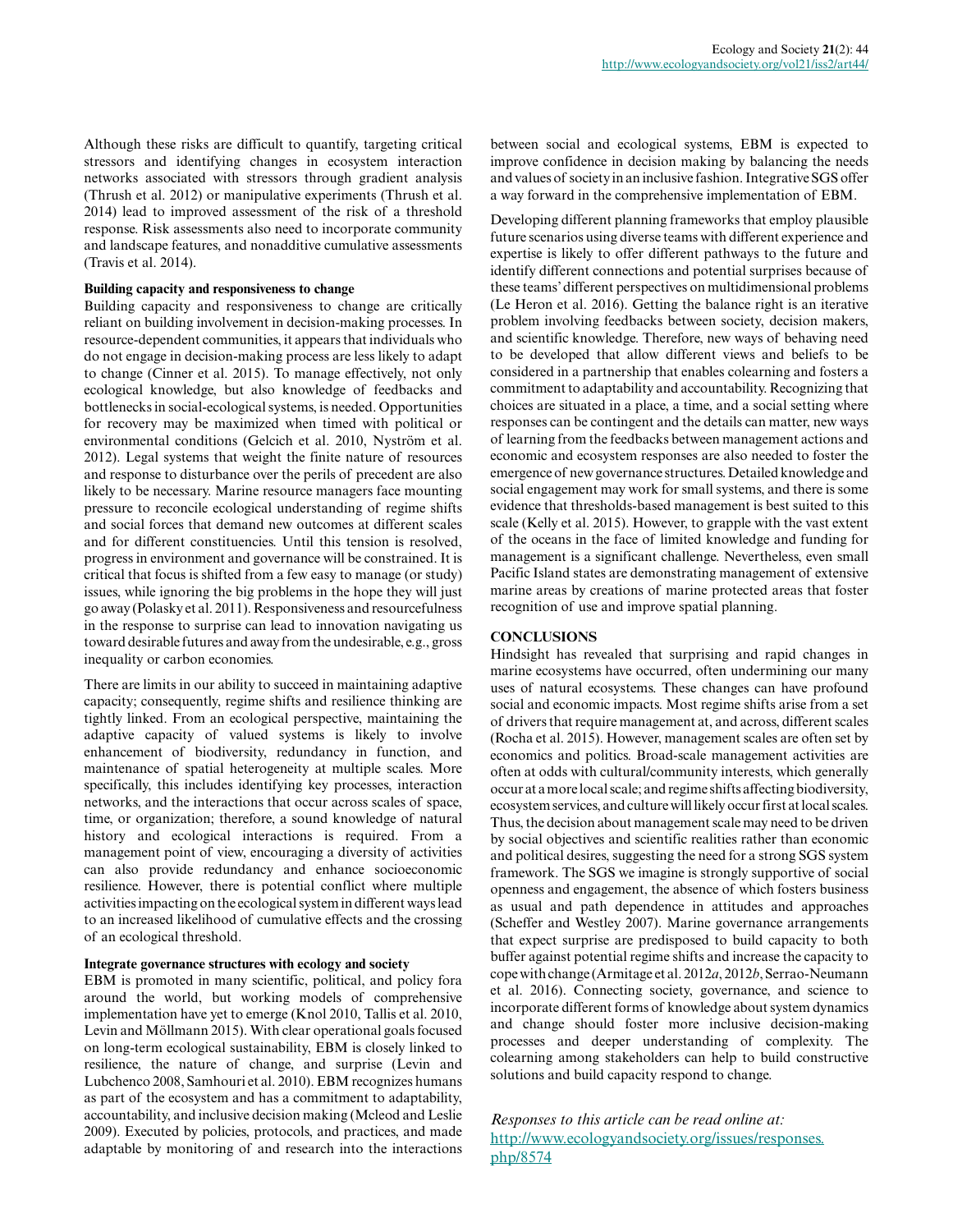Although these risks are difficult to quantify, targeting critical stressors and identifying changes in ecosystem interaction networks associated with stressors through gradient analysis (Thrush et al. 2012) or manipulative experiments (Thrush et al. 2014) lead to improved assessment of the risk of a threshold response. Risk assessments also need to incorporate community and landscape features, and nonadditive cumulative assessments (Travis et al. 2014).

### Building capacity and responsiveness to change

Building capacity and responsiveness to change are critically reliant on building involvement in decision-making processes. In resource-dependent communities, it appears that individuals who do not engage in decision-making process are less likely to adapt to change (Cinner et al. 2015). To manage effectively, not only ecological knowledge, but also knowledge of feedbacks and bottlenecks in social-ecological systems, is needed. Opportunities for recovery may be maximized when timed with political or environmental conditions (Gelcich et al. 2010, Nyström et al. 2012). Legal systems that weight the finite nature of resources and response to disturbance over the perils of precedent are also likely to be necessary. Marine resource managers face mounting pressure to reconcile ecological understanding of regime shifts and social forces that demand new outcomes at different scales and for different constituencies. Until this tension is resolved, progress in environment and governance will be constrained. It is critical that focus is shifted from a few easy to manage (or study) issues, while ignoring the big problems in the hope they will just go away (Polasky et al. 2011). Responsiveness and resourcefulness in the response to surprise can lead to innovation navigating us toward desirable futures and away from the undesirable, e.g., gross inequality or carbon economies.

There are limits in our ability to succeed in maintaining adaptive capacity; consequently, regime shifts and resilience thinking are tightly linked. From an ecological perspective, maintaining the adaptive capacity of valued systems is likely to involve enhancement of biodiversity, redundancy in function, and maintenance of spatial heterogeneity at multiple scales. More specifically, this includes identifying key processes, interaction networks, and the interactions that occur across scales of space, time, or organization; therefore, a sound knowledge of natural history and ecological interactions is required. From a management point of view, encouraging a diversity of activities can also provide redundancy and enhance socioeconomic resilience. However, there is potential conflict where multiple activities impacting on the ecological system in different ways lead to an increased likelihood of cumulative effects and the crossing of an ecological threshold.

### Integrate governance structures with ecology and society

EBM is promoted in many scientific, political, and policy fora around the world, but working models of comprehensive implementation have yet to emerge (Knol 2010, Tallis et al. 2010, Levin and Möllmann 2015). With clear operational goals focused on long-term ecological sustainability, EBM is closely linked to resilience, the nature of change, and surprise (Levin and Lubchenco 2008, Samhouri et al. 2010). EBM recognizes humans as part of the ecosystem and has a commitment to adaptability, accountability, and inclusive decision making (Mcleod and Leslie 2009). Executed by policies, protocols, and practices, and made adaptable by monitoring of and research into the interactions between social and ecological systems, EBM is expected to improve confidence in decision making by balancing the needs and values of society in an inclusive fashion. Integrative SGS offer a way forward in the comprehensive implementation of EBM.

Developing different planning frameworks that employ plausible future scenarios using diverse teams with different experience and expertise is likely to offer different pathways to the future and identify different connections and potential surprises because of these teams' different perspectives on multidimensional problems (Le Heron et al. 2016). Getting the balance right is an iterative problem involving feedbacks between society, decision makers, and scientific knowledge. Therefore, new ways of behaving need to be developed that allow different views and beliefs to be considered in a partnership that enables colearning and fosters a commitment to adaptability and accountability. Recognizing that choices are situated in a place, a time, and a social setting where responses can be contingent and the details can matter, new ways of learning from the feedbacks between management actions and economic and ecosystem responses are also needed to foster the emergence of new governance structures. Detailed knowledge and social engagement may work for small systems, and there is some evidence that thresholds-based management is best suited to this scale (Kelly et al. 2015). However, to grapple with the vast extent of the oceans in the face of limited knowledge and funding for management is a significant challenge. Nevertheless, even small Pacific Island states are demonstrating management of extensive marine areas by creations of marine protected areas that foster recognition of use and improve spatial planning.

## CONCLUSIONS

Hindsight has revealed that surprising and rapid changes in marine ecosystems have occurred, often undermining our many uses of natural ecosystems. These changes can have profound social and economic impacts. Most regime shifts arise from a set of drivers that require management at, and across, different scales (Rocha et al. 2015). However, management scales are often set by economics and politics. Broad-scale management activities are often at odds with cultural/community interests, which generally occur at a more local scale; and regime shifts affecting biodiversity, ecosystem services, and culture will likely occur first at local scales. Thus, the decision about management scale may need to be driven by social objectives and scientific realities rather than economic and political desires, suggesting the need for a strong SGS system framework. The SGS we imagine is strongly supportive of social openness and engagement, the absence of which fosters business as usual and path dependence in attitudes and approaches (Scheffer and Westley 2007). Marine governance arrangements that expect surprise are predisposed to build capacity to both buffer against potential regime shifts and increase the capacity to cope with change (Armitage et al. 2012*a*, 2012*b*, Serrao-Neumann et al. 2016). Connecting society, governance, and science to incorporate different forms of knowledge about system dynamics and change should foster more inclusive decision-making processes and deeper understanding of complexity. The colearning among stakeholders can help to build constructive solutions and build capacity respond to change.

*Responses to this article can be read online at:*
http://www.ecologyandsociety.org/issues/responses.php/8574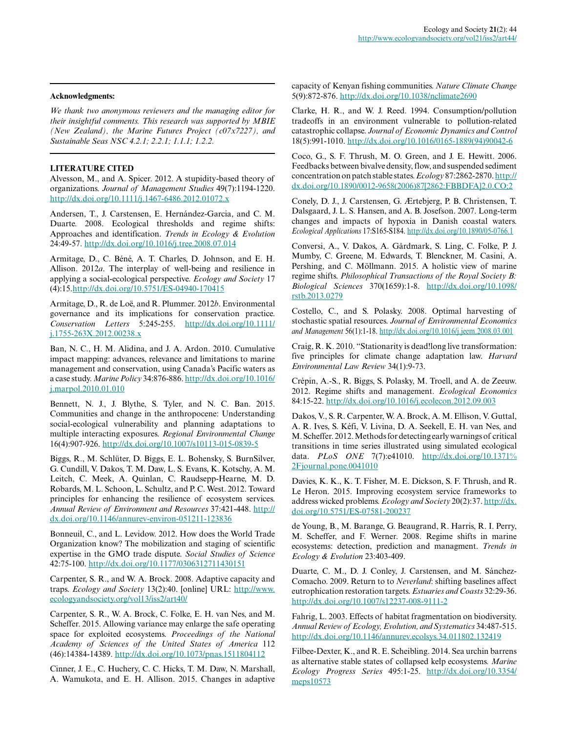**Acknowledgments:**

*We thank two anonymous reviewers and the managing editor for their insightful comments. This research was supported by MBIE (New Zealand), the Marine Futures Project (c07x7227), and Sustainable Seas NSC 4.2.1; 2.2.1; 1.1.1; 1.2.2.*

## LITERATURE CITED

Alvesson, M., and A. Spicer. 2012. A stupidity-based theory of organizations. *Journal of Management Studies* 49(7):1194-1220. http://dx.doi.org/10.1111/j.1467-6486.2012.01072.x

Andersen, T., J. Carstensen, E. Hernández-Garcia, and C. M. Duarte. 2008. Ecological thresholds and regime shifts: Approaches and identification. *Trends in Ecology & Evolution* 24:49-57. http://dx.doi.org/10.1016/j.tree.2008.07.014

Armitage, D., C. Béné, A. T. Charles, D. Johnson, and E. H. Allison. 2012*a*. The interplay of well-being and resilience in applying a social-ecological perspective. *Ecology and Society* 17 (4):15.http://dx.doi.org/10.5751/ES-04940-170415

Armitage, D., R. de Loë, and R. Plummer. 2012*b*. Environmental governance and its implications for conservation practice. *Conservation Letters* 5:245-255. http://dx.doi.org/10.1111/j.1755-263X.2012.00238.x

Ban, N. C., H. M. Alidina, and J. A. Ardon. 2010. Cumulative impact mapping: advances, relevance and limitations to marine management and conservation, using Canada's Pacific waters as a case study. *Marine Policy* 34:876-886. http://dx.doi.org/10.1016/j.marpol.2010.01.010

Bennett, N. J., J. Blythe, S. Tyler, and N. C. Ban. 2015. Communities and change in the anthropocene: Understanding social-ecological vulnerability and planning adaptations to multiple interacting exposures. *Regional Environmental Change* 16(4):907-926. http://dx.doi.org/10.1007/s10113-015-0839-5

Biggs, R., M. Schlüter, D. Biggs, E. L. Bohensky, S. BurnSilver, G. Cundill, V. Dakos, T. M. Daw, L. S. Evans, K. Kotschy, A. M. Leitch, C. Meek, A. Quinlan, C. Raudsepp-Hearne, M. D. Robards, M. L. Schoon, L. Schultz, and P. C. West. 2012. Toward principles for enhancing the resilience of ecosystem services. *Annual Review of Environment and Resources* 37:421-448. http://dx.doi.org/10.1146/annurev-environ-051211-123836

Bonneuil, C., and L. Levidow. 2012. How does the World Trade Organization know? The mobilization and staging of scientific expertise in the GMO trade dispute. *Social Studies of Science* 42:75-100. http://dx.doi.org/10.1177/0306312711430151

Carpenter, S. R., and W. A. Brock. 2008. Adaptive capacity and traps. *Ecology and Society* 13(2):40. [online] URL: http://www.ecologyandsociety.org/vol13/iss2/art40/

Carpenter, S. R., W. A. Brock, C. Folke, E. H. van Nes, and M. Scheffer. 2015. Allowing variance may enlarge the safe operating space for exploited ecosystems. *Proceedings of the National Academy of Sciences of the United States of America* 112 (46):14384-14389. http://dx.doi.org/10.1073/pnas.1511804112

Cinner, J. E., C. Huchery, C. C. Hicks, T. M. Daw, N. Marshall, A. Wamukota, and E. H. Allison. 2015. Changes in adaptive capacity of Kenyan fishing communities. *Nature Climate Change* 5(9):872-876. http://dx.doi.org/10.1038/nclimate2690

Clarke, H. R., and W. J. Reed. 1994. Consumption/pollution tradeoffs in an environment vulnerable to pollution-related catastrophic collapse. *Journal of Economic Dynamics and Control* 18(5):991-1010. http://dx.doi.org/10.1016/0165-1889(94)90042-6

Coco, G., S. F. Thrush, M. O. Green, and J. E. Hewitt. 2006. Feedbacks between bivalve density, flow, and suspended sediment concentration on patch stable states. *Ecology* 87:2862-2870. http://dx.doi.org/10.1890/0012-9658(2006)87[2862:FBBDFA]2.0.CO;2

Conely, D. J., J. Carstensen, G. Ærtebjerg, P. B. Christensen, T. Dalsgaard, J. L. S. Hansen, and A. B. Josefson. 2007. Long-term changes and impacts of hypoxia in Danish coastal waters. *Ecological Applications* 17:S165-S184. http://dx.doi.org/10.1890/05-0766.1

Conversi, A., V. Dakos, A. Gårdmark, S. Ling, C. Folke, P. J. Mumby, C. Greene, M. Edwards, T. Blenckner, M. Casini, A. Pershing, and C. Möllmann. 2015. A holistic view of marine regime shifts. *Philosophical Transactions of the Royal Society B: Biological Sciences* 370(1659):1-8. http://dx.doi.org/10.1098/rstb.2013.0279

Costello, C., and S. Polasky. 2008. Optimal harvesting of stochastic spatial resources. *Journal of Environmental Economics and Management* 56(1):1-18. http://dx.doi.org/10.1016/j.jeem.2008.03.001

Craig, R. K. 2010. "Stationarity is dead!long live transformation: five principles for climate change adaptation law. *Harvard Environmental Law Review* 34(1):9-73.

Crépin, A.-S., R. Biggs, S. Polasky, M. Troell, and A. de Zeeuw. 2012. Regime shifts and management. *Ecological Economics* 84:15-22. http://dx.doi.org/10.1016/j.ecolecon.2012.09.003

Dakos, V., S. R. Carpenter, W. A. Brock, A. M. Ellison, V. Guttal, A. R. Ives, S. Kéfi, V. Livina, D. A. Seekell, E. H. van Nes, and M. Scheffer. 2012. Methods for detecting early warnings of critical transitions in time series illustrated using simulated ecological data. *PLoS ONE* 7(7):e41010. http://dx.doi.org/10.1371%2Fjournal.pone.0041010

Davies, K. K., K. T. Fisher, M. E. Dickson, S. F. Thrush, and R. Le Heron. 2015. Improving ecosystem service frameworks to address wicked problems. *Ecology and Society* 20(2):37. http://dx.doi.org/10.5751/ES-07581-200237

de Young, B., M. Barange, G. Beaugrand, R. Harris, R. I. Perry, M. Scheffer, and F. Werner. 2008. Regime shifts in marine ecosystems: detection, prediction and managment. *Trends in Ecology & Evolution* 23:403-409.

Duarte, C. M., D. J. Conley, J. Carstensen, and M. Sánchez-Comacho. 2009. Return to to *Neverland*: shifting baselines affect eutrophication restoration targets. *Estuaries and Coasts* 32:29-36. http://dx.doi.org/10.1007/s12237-008-9111-2

Fahrig, L. 2003. Effects of habitat fragmentation on biodiversity. *Annual Review of Ecology, Evolution, and Systematics* 34:487-515. http://dx.doi.org/10.1146/annurev.ecolsys.34.011802.132419

Filbee-Dexter, K., and R. E. Scheibling. 2014. Sea urchin barrens as alternative stable states of collapsed kelp ecosystems. *Marine Ecology Progress Series* 495:1-25. http://dx.doi.org/10.3354/meps10573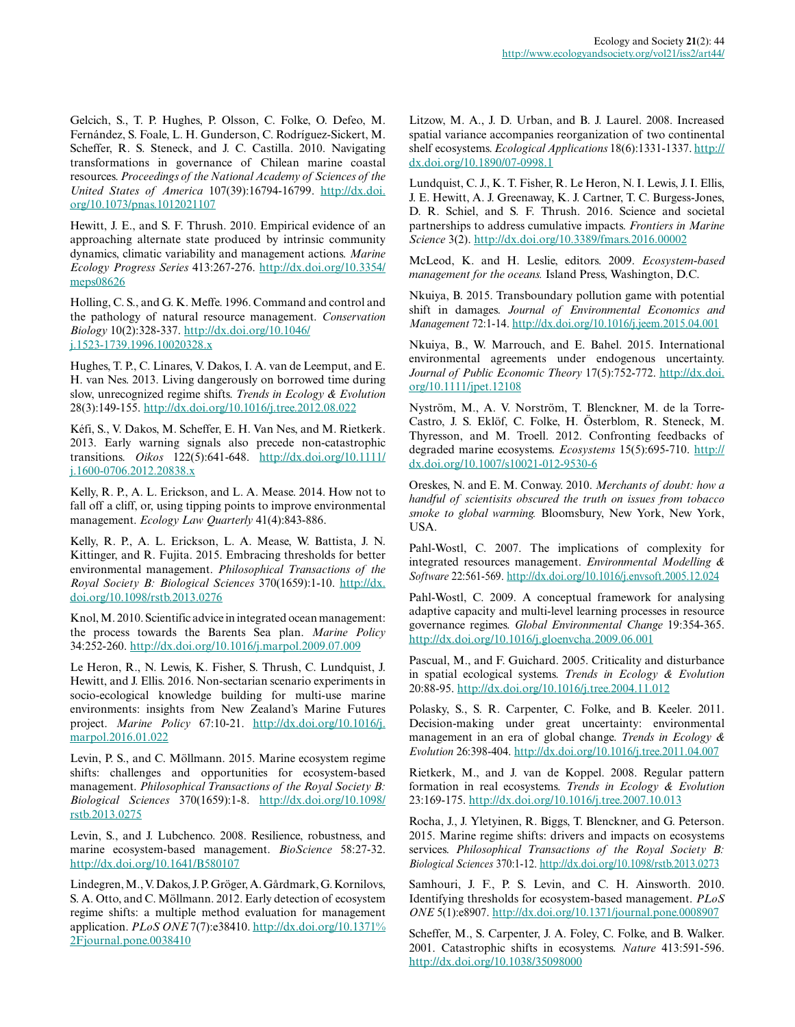Gelcich, S., T. P. Hughes, P. Olsson, C. Folke, O. Defeo, M. Fernández, S. Foale, L. H. Gunderson, C. Rodríguez-Sickert, M. Scheffer, R. S. Steneck, and J. C. Castilla. 2010. Navigating transformations in governance of Chilean marine coastal resources. *Proceedings of the National Academy of Sciences of the United States of America* 107(39):16794-16799. http://dx.doi.org/10.1073/pnas.1012021107

Hewitt, J. E., and S. F. Thrush. 2010. Empirical evidence of an approaching alternate state produced by intrinsic community dynamics, climatic variability and management actions. *Marine Ecology Progress Series* 413:267-276. http://dx.doi.org/10.3354/meps08626

Holling, C. S., and G. K. Meffe. 1996. Command and control and the pathology of natural resource management. *Conservation Biology* 10(2):328-337. http://dx.doi.org/10.1046/j.1523-1739.1996.10020328.x

Hughes, T. P., C. Linares, V. Dakos, I. A. van de Leemput, and E. H. van Nes. 2013. Living dangerously on borrowed time during slow, unrecognized regime shifts. *Trends in Ecology & Evolution* 28(3):149-155. http://dx.doi.org/10.1016/j.tree.2012.08.022

Kéfi, S., V. Dakos, M. Scheffer, E. H. Van Nes, and M. Rietkerk. 2013. Early warning signals also precede non-catastrophic transitions. *Oikos* 122(5):641-648. http://dx.doi.org/10.1111/j.1600-0706.2012.20838.x

Kelly, R. P., A. L. Erickson, and L. A. Mease. 2014. How not to fall off a cliff, or, using tipping points to improve environmental management. *Ecology Law Quarterly* 41(4):843-886.

Kelly, R. P., A. L. Erickson, L. A. Mease, W. Battista, J. N. Kittinger, and R. Fujita. 2015. Embracing thresholds for better environmental management. *Philosophical Transactions of the Royal Society B: Biological Sciences* 370(1659):1-10. http://dx.doi.org/10.1098/rstb.2013.0276

Knol, M. 2010. Scientific advice in integrated ocean management: the process towards the Barents Sea plan. *Marine Policy* 34:252-260. http://dx.doi.org/10.1016/j.marpol.2009.07.009

Le Heron, R., N. Lewis, K. Fisher, S. Thrush, C. Lundquist, J. Hewitt, and J. Ellis. 2016. Non-sectarian scenario experiments in socio-ecological knowledge building for multi-use marine environments: insights from New Zealand's Marine Futures project. *Marine Policy* 67:10-21. http://dx.doi.org/10.1016/j.marpol.2016.01.022

Levin, P. S., and C. Möllmann. 2015. Marine ecosystem regime shifts: challenges and opportunities for ecosystem-based management. *Philosophical Transactions of the Royal Society B: Biological Sciences* 370(1659):1-8. http://dx.doi.org/10.1098/rstb.2013.0275

Levin, S., and J. Lubchenco. 2008. Resilience, robustness, and marine ecosystem-based management. *BioScience* 58:27-32. http://dx.doi.org/10.1641/B580107

Lindegren, M., V. Dakos, J. P. Gröger, A. Gårdmark, G. Kornilovs, S. A. Otto, and C. Möllmann. 2012. Early detection of ecosystem regime shifts: a multiple method evaluation for management application. *PLoS ONE* 7(7):e38410. http://dx.doi.org/10.1371%2Fjournal.pone.0038410

Litzow, M. A., J. D. Urban, and B. J. Laurel. 2008. Increased spatial variance accompanies reorganization of two continental shelf ecosystems. *Ecological Applications* 18(6):1331-1337. http://dx.doi.org/10.1890/07-0998.1

Lundquist, C. J., K. T. Fisher, R. Le Heron, N. I. Lewis, J. I. Ellis, J. E. Hewitt, A. J. Greenaway, K. J. Cartner, T. C. Burgess-Jones, D. R. Schiel, and S. F. Thrush. 2016. Science and societal partnerships to address cumulative impacts. *Frontiers in Marine Science* 3(2). http://dx.doi.org/10.3389/fmars.2016.00002

McLeod, K. and H. Leslie, editors. 2009. *Ecosystem-based management for the oceans.* Island Press, Washington, D.C.

Nkuiya, B. 2015. Transboundary pollution game with potential shift in damages. *Journal of Environmental Economics and Management* 72:1-14. http://dx.doi.org/10.1016/j.jeem.2015.04.001

Nkuiya, B., W. Marrouch, and E. Bahel. 2015. International environmental agreements under endogenous uncertainty. *Journal of Public Economic Theory* 17(5):752-772. http://dx.doi.org/10.1111/jpet.12108

Nyström, M., A. V. Norström, T. Blenckner, M. de la Torre-Castro, J. S. Eklöf, C. Folke, H. Österblom, R. Steneck, M. Thyresson, and M. Troell. 2012. Confronting feedbacks of degraded marine ecosystems. *Ecosystems* 15(5):695-710. http://dx.doi.org/10.1007/s10021-012-9530-6

Oreskes, N. and E. M. Conway. 2010. *Merchants of doubt: how a handful of scientisits obscured the truth on issues from tobacco smoke to global warming.* Bloomsbury, New York, New York, USA.

Pahl-Wostl, C. 2007. The implications of complexity for integrated resources management. *Environmental Modelling & Software* 22:561-569. http://dx.doi.org/10.1016/j.envsoft.2005.12.024

Pahl-Wostl, C. 2009. A conceptual framework for analysing adaptive capacity and multi-level learning processes in resource governance regimes. *Global Environmental Change* 19:354-365. http://dx.doi.org/10.1016/j.gloenvcha.2009.06.001

Pascual, M., and F. Guichard. 2005. Criticality and disturbance in spatial ecological systems. *Trends in Ecology & Evolution* 20:88-95. http://dx.doi.org/10.1016/j.tree.2004.11.012

Polasky, S., S. R. Carpenter, C. Folke, and B. Keeler. 2011. Decision-making under great uncertainty: environmental management in an era of global change. *Trends in Ecology & Evolution* 26:398-404. http://dx.doi.org/10.1016/j.tree.2011.04.007

Rietkerk, M., and J. van de Koppel. 2008. Regular pattern formation in real ecosystems. *Trends in Ecology & Evolution* 23:169-175. http://dx.doi.org/10.1016/j.tree.2007.10.013

Rocha, J., J. Yletyinen, R. Biggs, T. Blenckner, and G. Peterson. 2015. Marine regime shifts: drivers and impacts on ecosystems services. *Philosophical Transactions of the Royal Society B: Biological Sciences* 370:1-12. http://dx.doi.org/10.1098/rstb.2013.0273

Samhouri, J. F., P. S. Levin, and C. H. Ainsworth. 2010. Identifying thresholds for ecosystem-based management. *PLoS ONE* 5(1):e8907. http://dx.doi.org/10.1371/journal.pone.0008907

Scheffer, M., S. Carpenter, J. A. Foley, C. Folke, and B. Walker. 2001. Catastrophic shifts in ecosystems. *Nature* 413:591-596. http://dx.doi.org/10.1038/35098000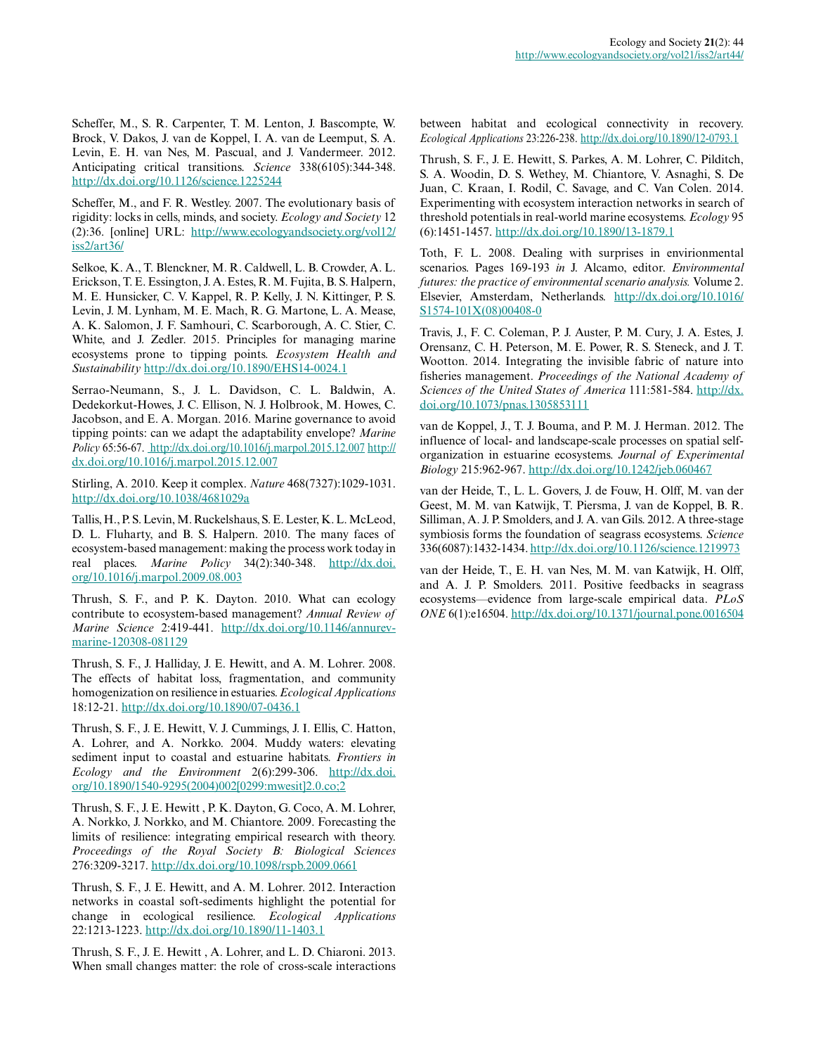Scheffer, M., S. R. Carpenter, T. M. Lenton, J. Bascompte, W. Brock, V. Dakos, J. van de Koppel, I. A. van de Leemput, S. A. Levin, E. H. van Nes, M. Pascual, and J. Vandermeer. 2012. Anticipating critical transitions. *Science* 338(6105):344-348. http://dx.doi.org/10.1126/science.1225244

Scheffer, M., and F. R. Westley. 2007. The evolutionary basis of rigidity: locks in cells, minds, and society. *Ecology and Society* 12 (2):36. [online] URL: http://www.ecologyandsociety.org/vol12/iss2/art36/

Selkoe, K. A., T. Blenckner, M. R. Caldwell, L. B. Crowder, A. L. Erickson, T. E. Essington, J. A. Estes, R. M. Fujita, B. S. Halpern, M. E. Hunsicker, C. V. Kappel, R. P. Kelly, J. N. Kittinger, P. S. Levin, J. M. Lynham, M. E. Mach, R. G. Martone, L. A. Mease, A. K. Salomon, J. F. Samhouri, C. Scarborough, A. C. Stier, C. White, and J. Zedler. 2015. Principles for managing marine ecosystems prone to tipping points. *Ecosystem Health and Sustainability* http://dx.doi.org/10.1890/EHS14-0024.1

Serrao-Neumann, S., J. L. Davidson, C. L. Baldwin, A. Dedekorkut-Howes, J. C. Ellison, N. J. Holbrook, M. Howes, C. Jacobson, and E. A. Morgan. 2016. Marine governance to avoid tipping points: can we adapt the adaptability envelope? *Marine Policy* 65:56-67. http://dx.doi.org/10.1016/j.marpol.2015.12.007 http://dx.doi.org/10.1016/j.marpol.2015.12.007

Stirling, A. 2010. Keep it complex. *Nature* 468(7327):1029-1031. http://dx.doi.org/10.1038/4681029a

Tallis, H., P. S. Levin, M. Ruckelshaus, S. E. Lester, K. L. McLeod, D. L. Fluharty, and B. S. Halpern. 2010. The many faces of ecosystem-based management: making the process work today in real places. *Marine Policy* 34(2):340-348. http://dx.doi.org/10.1016/j.marpol.2009.08.003

Thrush, S. F., and P. K. Dayton. 2010. What can ecology contribute to ecosystem-based management? *Annual Review of Marine Science* 2:419-441. http://dx.doi.org/10.1146/annurev-marine-120308-081129

Thrush, S. F., J. Halliday, J. E. Hewitt, and A. M. Lohrer. 2008. The effects of habitat loss, fragmentation, and community homogenization on resilience in estuaries. *Ecological Applications* 18:12-21. http://dx.doi.org/10.1890/07-0436.1

Thrush, S. F., J. E. Hewitt, V. J. Cummings, J. I. Ellis, C. Hatton, A. Lohrer, and A. Norkko. 2004. Muddy waters: elevating sediment input to coastal and estuarine habitats. *Frontiers in Ecology and the Environment* 2(6):299-306. http://dx.doi.org/10.1890/1540-9295(2004)002[0299:mwesit]2.0.co;2

Thrush, S. F., J. E. Hewitt , P. K. Dayton, G. Coco, A. M. Lohrer, A. Norkko, J. Norkko, and M. Chiantore. 2009. Forecasting the limits of resilience: integrating empirical research with theory. *Proceedings of the Royal Society B: Biological Sciences* 276:3209-3217. http://dx.doi.org/10.1098/rspb.2009.0661

Thrush, S. F., J. E. Hewitt, and A. M. Lohrer. 2012. Interaction networks in coastal soft-sediments highlight the potential for change in ecological resilience. *Ecological Applications* 22:1213-1223. http://dx.doi.org/10.1890/11-1403.1

Thrush, S. F., J. E. Hewitt , A. Lohrer, and L. D. Chiaroni. 2013. When small changes matter: the role of cross-scale interactions between habitat and ecological connectivity in recovery. *Ecological Applications* 23:226-238. http://dx.doi.org/10.1890/12-0793.1

Thrush, S. F., J. E. Hewitt, S. Parkes, A. M. Lohrer, C. Pilditch, S. A. Woodin, D. S. Wethey, M. Chiantore, V. Asnaghi, S. De Juan, C. Kraan, I. Rodil, C. Savage, and C. Van Colen. 2014. Experimenting with ecosystem interaction networks in search of threshold potentials in real-world marine ecosystems. *Ecology* 95 (6):1451-1457. http://dx.doi.org/10.1890/13-1879.1

Toth, F. L. 2008. Dealing with surprises in envirionmental scenarios. Pages 169-193 *in* J. Alcamo, editor. *Environmental futures: the practice of environmental scenario analysis.* Volume 2. Elsevier, Amsterdam, Netherlands. http://dx.doi.org/10.1016/S1574-101X(08)00408-0

Travis, J., F. C. Coleman, P. J. Auster, P. M. Cury, J. A. Estes, J. Orensanz, C. H. Peterson, M. E. Power, R. S. Steneck, and J. T. Wootton. 2014. Integrating the invisible fabric of nature into fisheries management. *Proceedings of the National Academy of Sciences of the United States of America* 111:581-584. http://dx.doi.org/10.1073/pnas.1305853111

van de Koppel, J., T. J. Bouma, and P. M. J. Herman. 2012. The influence of local- and landscape-scale processes on spatial self-organization in estuarine ecosystems. *Journal of Experimental Biology* 215:962-967. http://dx.doi.org/10.1242/jeb.060467

van der Heide, T., L. L. Govers, J. de Fouw, H. Olff, M. van der Geest, M. M. van Katwijk, T. Piersma, J. van de Koppel, B. R. Silliman, A. J. P. Smolders, and J. A. van Gils. 2012. A three-stage symbiosis forms the foundation of seagrass ecosystems. *Science* 336(6087):1432-1434. http://dx.doi.org/10.1126/science.1219973

van der Heide, T., E. H. van Nes, M. M. van Katwijk, H. Olff, and A. J. P. Smolders. 2011. Positive feedbacks in seagrass ecosystems—evidence from large-scale empirical data. *PLoS ONE* 6(1):e16504. http://dx.doi.org/10.1371/journal.pone.0016504